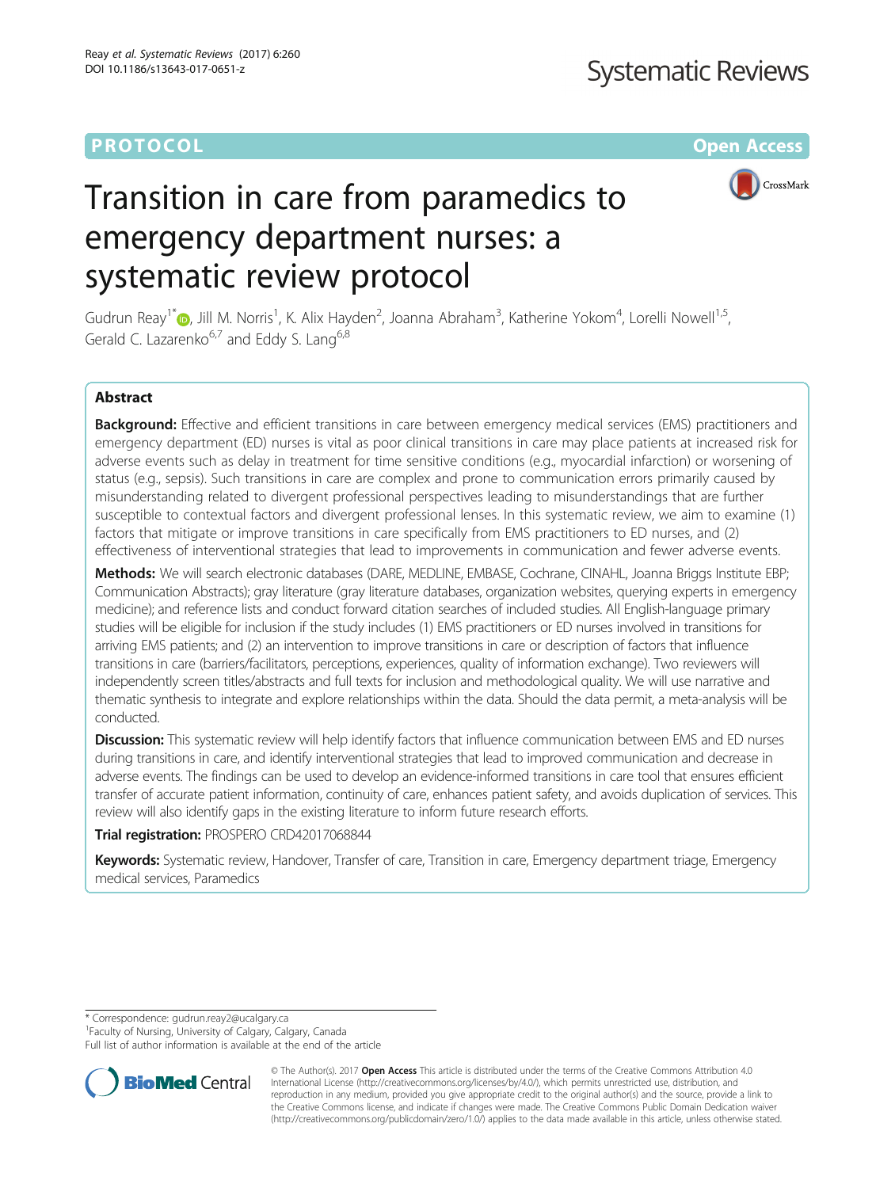PROTOCOL

Open Access

# Transition in care from paramedics to emergency department nurses: a systematic review protocol

Gudrun Reay[1*], Jill M. Norris[1], K. Alix Hayden[2], Joanna Abraham[3], Katherine Yokom[4], Lorelli Nowell[1,5], Gerald C. Lazarenko[6,7] and Eddy S. Lang[6,8]

## Abstract

**Background:** Effective and efficient transitions in care between emergency medical services (EMS) practitioners and emergency department (ED) nurses is vital as poor clinical transitions in care may place patients at increased risk for adverse events such as delay in treatment for time sensitive conditions (e.g., myocardial infarction) or worsening of status (e.g., sepsis). Such transitions in care are complex and prone to communication errors primarily caused by misunderstanding related to divergent professional perspectives leading to misunderstandings that are further susceptible to contextual factors and divergent professional lenses. In this systematic review, we aim to examine (1) factors that mitigate or improve transitions in care specifically from EMS practitioners to ED nurses, and (2) effectiveness of interventional strategies that lead to improvements in communication and fewer adverse events.

**Methods:** We will search electronic databases (DARE, MEDLINE, EMBASE, Cochrane, CINAHL, Joanna Briggs Institute EBP; Communication Abstracts); gray literature (gray literature databases, organization websites, querying experts in emergency medicine); and reference lists and conduct forward citation searches of included studies. All English-language primary studies will be eligible for inclusion if the study includes (1) EMS practitioners or ED nurses involved in transitions for arriving EMS patients; and (2) an intervention to improve transitions in care or description of factors that influence transitions in care (barriers/facilitators, perceptions, experiences, quality of information exchange). Two reviewers will independently screen titles/abstracts and full texts for inclusion and methodological quality. We will use narrative and thematic synthesis to integrate and explore relationships within the data. Should the data permit, a meta-analysis will be conducted.

**Discussion:** This systematic review will help identify factors that influence communication between EMS and ED nurses during transitions in care, and identify interventional strategies that lead to improved communication and decrease in adverse events. The findings can be used to develop an evidence-informed transitions in care tool that ensures efficient transfer of accurate patient information, continuity of care, enhances patient safety, and avoids duplication of services. This review will also identify gaps in the existing literature to inform future research efforts.

**Trial registration:** PROSPERO CRD42017068844

**Keywords:** Systematic review, Handover, Transfer of care, Transition in care, Emergency department triage, Emergency medical services, Paramedics

---

* Correspondence: gudrun.reay2@ucalgary.ca
[1]Faculty of Nursing, University of Calgary, Calgary, Canada
Full list of author information is available at the end of the article

© The Author(s). 2017 **Open Access** This article is distributed under the terms of the Creative Commons Attribution 4.0 International License (http://creativecommons.org/licenses/by/4.0/), which permits unrestricted use, distribution, and reproduction in any medium, provided you give appropriate credit to the original author(s) and the source, provide a link to the Creative Commons license, and indicate if changes were made. The Creative Commons Public Domain Dedication waiver (http://creativecommons.org/publicdomain/zero/1.0/) applies to the data made available in this article, unless otherwise stated.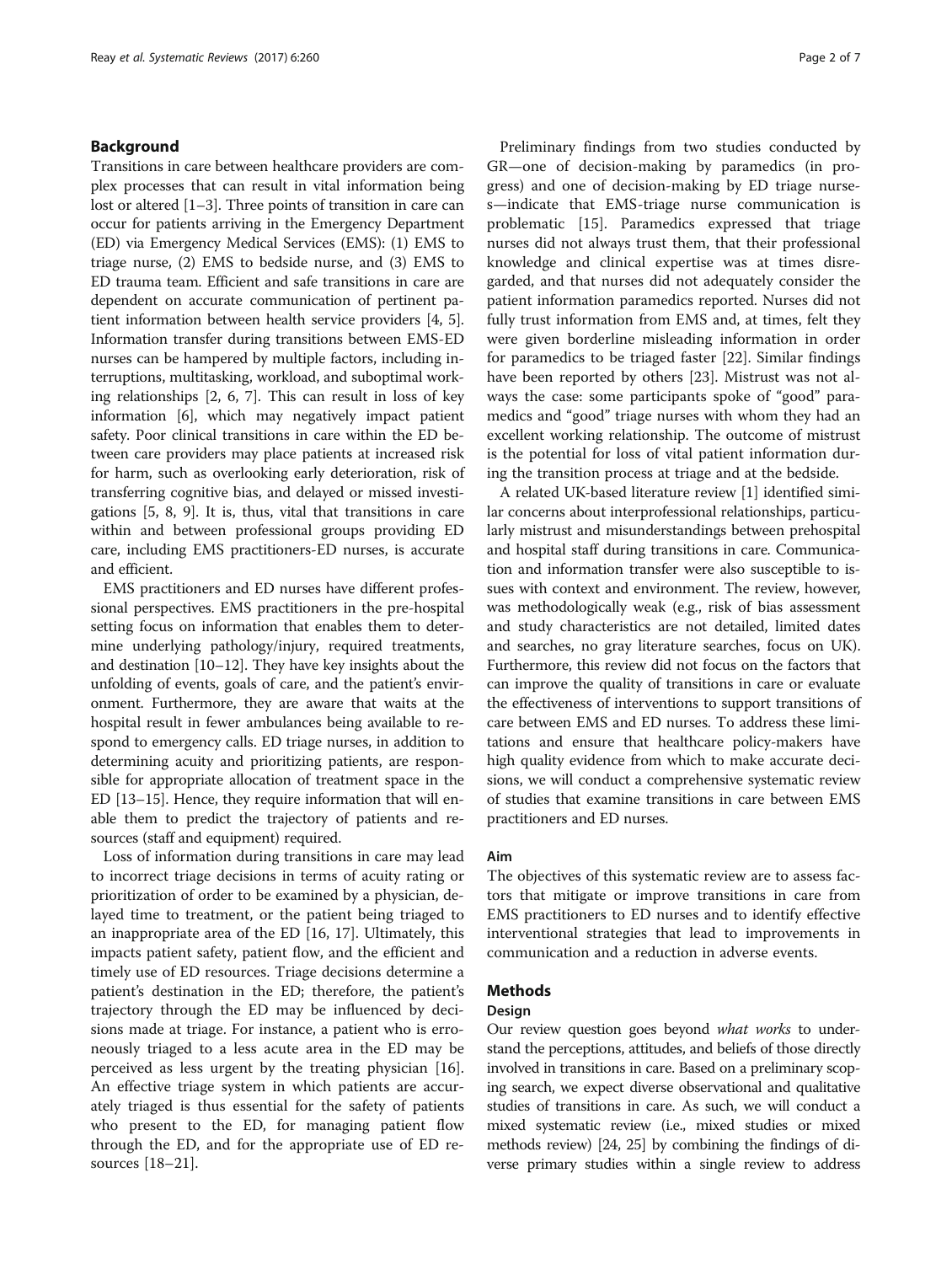## Background

Transitions in care between healthcare providers are complex processes that can result in vital information being lost or altered [1–3]. Three points of transition in care can occur for patients arriving in the Emergency Department (ED) via Emergency Medical Services (EMS): (1) EMS to triage nurse, (2) EMS to bedside nurse, and (3) EMS to ED trauma team. Efficient and safe transitions in care are dependent on accurate communication of pertinent patient information between health service providers [4, 5]. Information transfer during transitions between EMS-ED nurses can be hampered by multiple factors, including interruptions, multitasking, workload, and suboptimal working relationships [2, 6, 7]. This can result in loss of key information [6], which may negatively impact patient safety. Poor clinical transitions in care within the ED between care providers may place patients at increased risk for harm, such as overlooking early deterioration, risk of transferring cognitive bias, and delayed or missed investigations [5, 8, 9]. It is, thus, vital that transitions in care within and between professional groups providing ED care, including EMS practitioners-ED nurses, is accurate and efficient.

EMS practitioners and ED nurses have different professional perspectives. EMS practitioners in the pre-hospital setting focus on information that enables them to determine underlying pathology/injury, required treatments, and destination [10–12]. They have key insights about the unfolding of events, goals of care, and the patient's environment. Furthermore, they are aware that waits at the hospital result in fewer ambulances being available to respond to emergency calls. ED triage nurses, in addition to determining acuity and prioritizing patients, are responsible for appropriate allocation of treatment space in the ED [13–15]. Hence, they require information that will enable them to predict the trajectory of patients and resources (staff and equipment) required.

Loss of information during transitions in care may lead to incorrect triage decisions in terms of acuity rating or prioritization of order to be examined by a physician, delayed time to treatment, or the patient being triaged to an inappropriate area of the ED [16, 17]. Ultimately, this impacts patient safety, patient flow, and the efficient and timely use of ED resources. Triage decisions determine a patient's destination in the ED; therefore, the patient's trajectory through the ED may be influenced by decisions made at triage. For instance, a patient who is erroneously triaged to a less acute area in the ED may be perceived as less urgent by the treating physician [16]. An effective triage system in which patients are accurately triaged is thus essential for the safety of patients who present to the ED, for managing patient flow through the ED, and for the appropriate use of ED resources [18–21].

Preliminary findings from two studies conducted by GR—one of decision-making by paramedics (in progress) and one of decision-making by ED triage nurses—indicate that EMS-triage nurse communication is problematic [15]. Paramedics expressed that triage nurses did not always trust them, that their professional knowledge and clinical expertise was at times disregarded, and that nurses did not adequately consider the patient information paramedics reported. Nurses did not fully trust information from EMS and, at times, felt they were given borderline misleading information in order for paramedics to be triaged faster [22]. Similar findings have been reported by others [23]. Mistrust was not always the case: some participants spoke of "good" paramedics and "good" triage nurses with whom they had an excellent working relationship. The outcome of mistrust is the potential for loss of vital patient information during the transition process at triage and at the bedside.

A related UK-based literature review [1] identified similar concerns about interprofessional relationships, particularly mistrust and misunderstandings between prehospital and hospital staff during transitions in care. Communication and information transfer were also susceptible to issues with context and environment. The review, however, was methodologically weak (e.g., risk of bias assessment and study characteristics are not detailed, limited dates and searches, no gray literature searches, focus on UK). Furthermore, this review did not focus on the factors that can improve the quality of transitions in care or evaluate the effectiveness of interventions to support transitions of care between EMS and ED nurses. To address these limitations and ensure that healthcare policy-makers have high quality evidence from which to make accurate decisions, we will conduct a comprehensive systematic review of studies that examine transitions in care between EMS practitioners and ED nurses.

### Aim

The objectives of this systematic review are to assess factors that mitigate or improve transitions in care from EMS practitioners to ED nurses and to identify effective interventional strategies that lead to improvements in communication and a reduction in adverse events.

## Methods

### Design

Our review question goes beyond *what works* to understand the perceptions, attitudes, and beliefs of those directly involved in transitions in care. Based on a preliminary scoping search, we expect diverse observational and qualitative studies of transitions in care. As such, we will conduct a mixed systematic review (i.e., mixed studies or mixed methods review) [24, 25] by combining the findings of diverse primary studies within a single review to address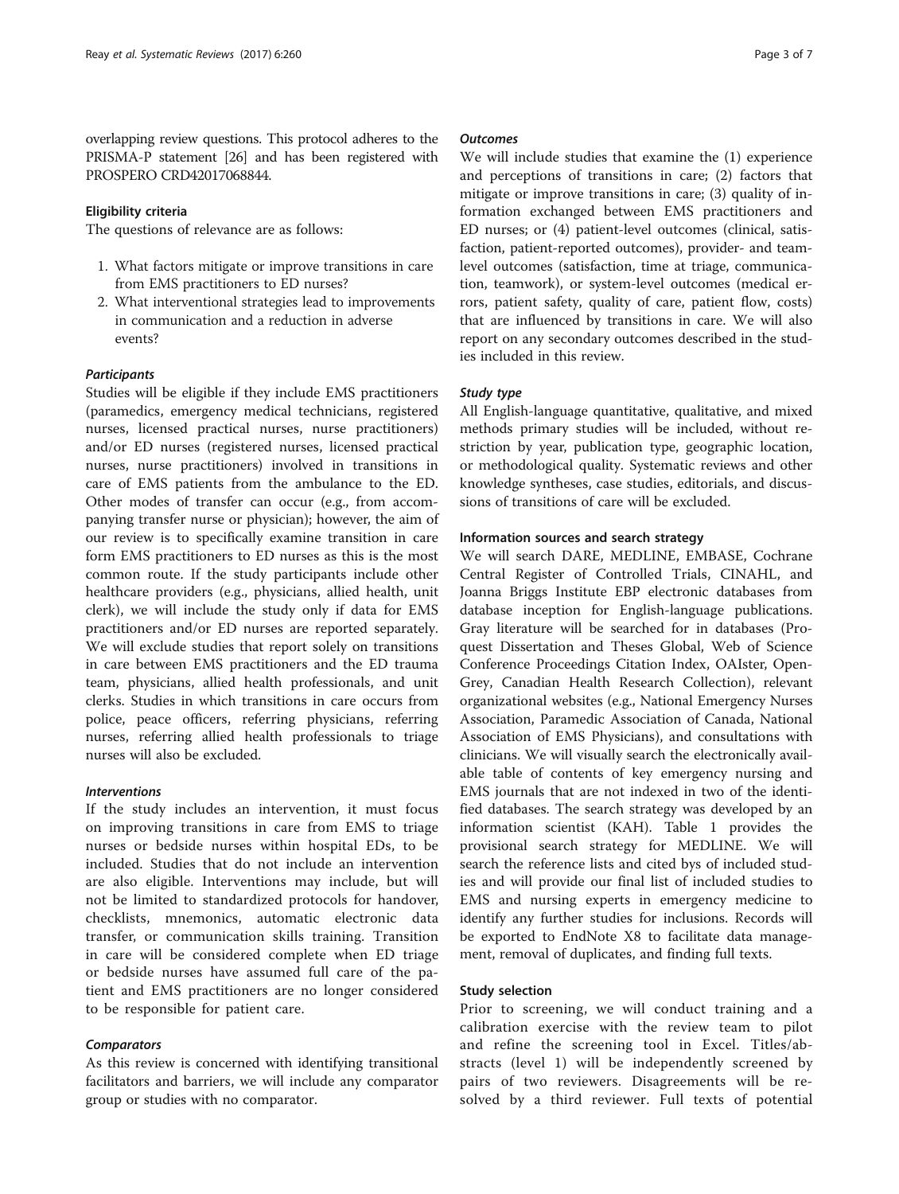overlapping review questions. This protocol adheres to the PRISMA-P statement [26] and has been registered with PROSPERO CRD42017068844.

### Eligibility criteria

The questions of relevance are as follows:

1. What factors mitigate or improve transitions in care from EMS practitioners to ED nurses?
2. What interventional strategies lead to improvements in communication and a reduction in adverse events?

#### *Participants*

Studies will be eligible if they include EMS practitioners (paramedics, emergency medical technicians, registered nurses, licensed practical nurses, nurse practitioners) and/or ED nurses (registered nurses, licensed practical nurses, nurse practitioners) involved in transitions in care of EMS patients from the ambulance to the ED. Other modes of transfer can occur (e.g., from accompanying transfer nurse or physician); however, the aim of our review is to specifically examine transition in care form EMS practitioners to ED nurses as this is the most common route. If the study participants include other healthcare providers (e.g., physicians, allied health, unit clerk), we will include the study only if data for EMS practitioners and/or ED nurses are reported separately. We will exclude studies that report solely on transitions in care between EMS practitioners and the ED trauma team, physicians, allied health professionals, and unit clerks. Studies in which transitions in care occurs from police, peace officers, referring physicians, referring nurses, referring allied health professionals to triage nurses will also be excluded.

#### *Interventions*

If the study includes an intervention, it must focus on improving transitions in care from EMS to triage nurses or bedside nurses within hospital EDs, to be included. Studies that do not include an intervention are also eligible. Interventions may include, but will not be limited to standardized protocols for handover, checklists, mnemonics, automatic electronic data transfer, or communication skills training. Transition in care will be considered complete when ED triage or bedside nurses have assumed full care of the patient and EMS practitioners are no longer considered to be responsible for patient care.

#### *Comparators*

As this review is concerned with identifying transitional facilitators and barriers, we will include any comparator group or studies with no comparator.

#### *Outcomes*

We will include studies that examine the (1) experience and perceptions of transitions in care; (2) factors that mitigate or improve transitions in care; (3) quality of information exchanged between EMS practitioners and ED nurses; or (4) patient-level outcomes (clinical, satisfaction, patient-reported outcomes), provider- and team-level outcomes (satisfaction, time at triage, communication, teamwork), or system-level outcomes (medical errors, patient safety, quality of care, patient flow, costs) that are influenced by transitions in care. We will also report on any secondary outcomes described in the studies included in this review.

#### *Study type*

All English-language quantitative, qualitative, and mixed methods primary studies will be included, without restriction by year, publication type, geographic location, or methodological quality. Systematic reviews and other knowledge syntheses, case studies, editorials, and discussions of transitions of care will be excluded.

### Information sources and search strategy

We will search DARE, MEDLINE, EMBASE, Cochrane Central Register of Controlled Trials, CINAHL, and Joanna Briggs Institute EBP electronic databases from database inception for English-language publications. Gray literature will be searched for in databases (Proquest Dissertation and Theses Global, Web of Science Conference Proceedings Citation Index, OAIster, OpenGrey, Canadian Health Research Collection), relevant organizational websites (e.g., National Emergency Nurses Association, Paramedic Association of Canada, National Association of EMS Physicians), and consultations with clinicians. We will visually search the electronically available table of contents of key emergency nursing and EMS journals that are not indexed in two of the identified databases. The search strategy was developed by an information scientist (KAH). Table 1 provides the provisional search strategy for MEDLINE. We will search the reference lists and cited bys of included studies and will provide our final list of included studies to EMS and nursing experts in emergency medicine to identify any further studies for inclusions. Records will be exported to EndNote X8 to facilitate data management, removal of duplicates, and finding full texts.

### Study selection

Prior to screening, we will conduct training and a calibration exercise with the review team to pilot and refine the screening tool in Excel. Titles/abstracts (level 1) will be independently screened by pairs of two reviewers. Disagreements will be resolved by a third reviewer. Full texts of potential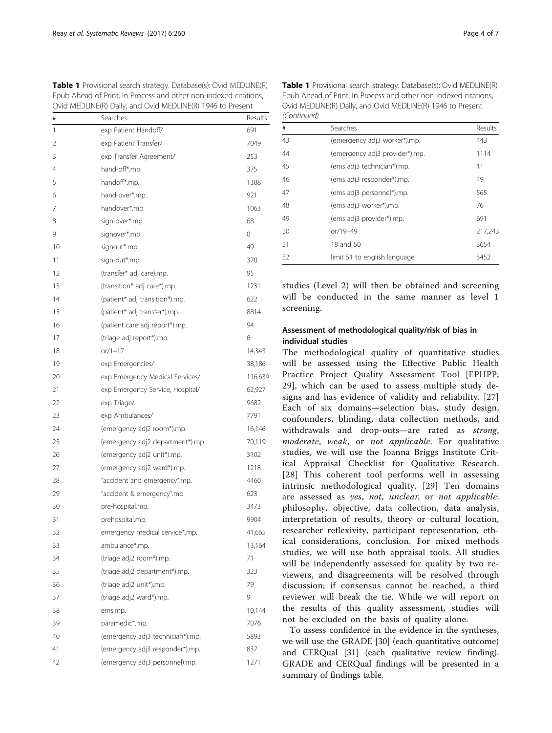**Table 1** Provisional search strategy. Database(s): Ovid MEDLINE(R) Epub Ahead of Print, In-Process and other non-indexed citations, Ovid MEDLINE(R) Daily, and Ovid MEDLINE(R) 1946 to Present

| # | Searches | Results |
|---|---|---|
| 1 | exp Patient Handoff/ | 691 |
| 2 | exp Patient Transfer/ | 7049 |
| 3 | exp Transfer Agreement/ | 253 |
| 4 | hand-off*.mp. | 375 |
| 5 | handoff*.mp. | 1388 |
| 6 | hand-over*.mp. | 921 |
| 7 | handover*.mp. | 1063 |
| 8 | sign-over*.mp. | 68 |
| 9 | signover*.mp. | 0 |
| 10 | signout*.mp. | 49 |
| 11 | sign-out*.mp. | 370 |
| 12 | (transfer* adj care).mp. | 95 |
| 13 | (transition* adj care*).mp. | 1231 |
| 14 | (patient* adj transition*).mp. | 622 |
| 15 | (patient* adj transfer*).mp. | 8814 |
| 16 | (patient care adj report*).mp. | 94 |
| 17 | (triage adj report*).mp. | 6 |
| 18 | or/1–17 | 14,343 |
| 19 | exp Emergencies/ | 38,186 |
| 20 | exp Emergency Medical Services/ | 116,639 |
| 21 | exp Emergency Service, Hospital/ | 62,927 |
| 22 | exp Triage/ | 9682 |
| 23 | exp Ambulances/ | 7791 |
| 24 | (emergency adj2 room*).mp. | 16,146 |
| 25 | (emergency adj2 department*).mp. | 70,119 |
| 26 | (emergency adj2 unit*).mp. | 3102 |
| 27 | (emergency adj2 ward*).mp. | 1218 |
| 28 | "accident and emergency".mp. | 4460 |
| 29 | "accident & emergency".mp. | 623 |
| 30 | pre-hospital.mp. | 3473 |
| 31 | prehospital.mp. | 9904 |
| 32 | emergency medical service*.mp. | 41,665 |
| 33 | ambulance*.mp. | 13,164 |
| 34 | (triage adj2 room*).mp. | 71 |
| 35 | (triage adj2 department*).mp. | 323 |
| 36 | (triage adj2 unit*).mp. | 79 |
| 37 | (triage adj2 ward*).mp. | 9 |
| 38 | ems.mp. | 10,144 |
| 39 | paramedic*.mp. | 7076 |
| 40 | (emergency adj3 technician*).mp. | 5893 |
| 41 | (emergency adj3 responder*).mp. | 837 |
| 42 | (emergency adj3 personnel).mp. | 1271 |
| 43 | (emergency adj3 worker*).mp. | 443 |
| 44 | (emergency adj3 provider*).mp. | 1114 |
| 45 | (ems adj3 technician*).mp. | 11 |
| 46 | (ems adj3 responder*).mp. | 49 |
| 47 | (ems adj3 personnel*).mp. | 565 |
| 48 | (ems adj3 worker*).mp. | 76 |
| 49 | (ems adj3 provider*).mp. | 691 |
| 50 | or/19–49 | 217,243 |
| 51 | 18 and 50 | 3654 |
| 52 | limit 51 to english language | 3452 |

studies (Level 2) will then be obtained and screening will be conducted in the same manner as level 1 screening.

### Assessment of methodological quality/risk of bias in individual studies

The methodological quality of quantitative studies will be assessed using the Effective Public Health Practice Project Quality Assessment Tool [EPHPP; 29], which can be used to assess multiple study designs and has evidence of validity and reliability. [27] Each of six domains—selection bias, study design, confounders, blinding, data collection methods, and withdrawals and drop-outs—are rated as *strong*, *moderate*, *weak*, or *not applicable*. For qualitative studies, we will use the Joanna Briggs Institute Critical Appraisal Checklist for Qualitative Research. [28] This coherent tool performs well in assessing intrinsic methodological quality. [29] Ten domains are assessed as *yes*, *not*, *unclear*, or *not applicable*: philosophy, objective, data collection, data analysis, interpretation of results, theory or cultural location, researcher reflexivity, participant representation, ethical considerations, conclusion. For mixed methods studies, we will use both appraisal tools. All studies will be independently assessed for quality by two reviewers, and disagreements will be resolved through discussion; if consensus cannot be reached, a third reviewer will break the tie. While we will report on the results of this quality assessment, studies will not be excluded on the basis of quality alone.

To assess confidence in the evidence in the syntheses, we will use the GRADE [30] (each quantitative outcome) and CERQual [31] (each qualitative review finding). GRADE and CERQual findings will be presented in a summary of findings table.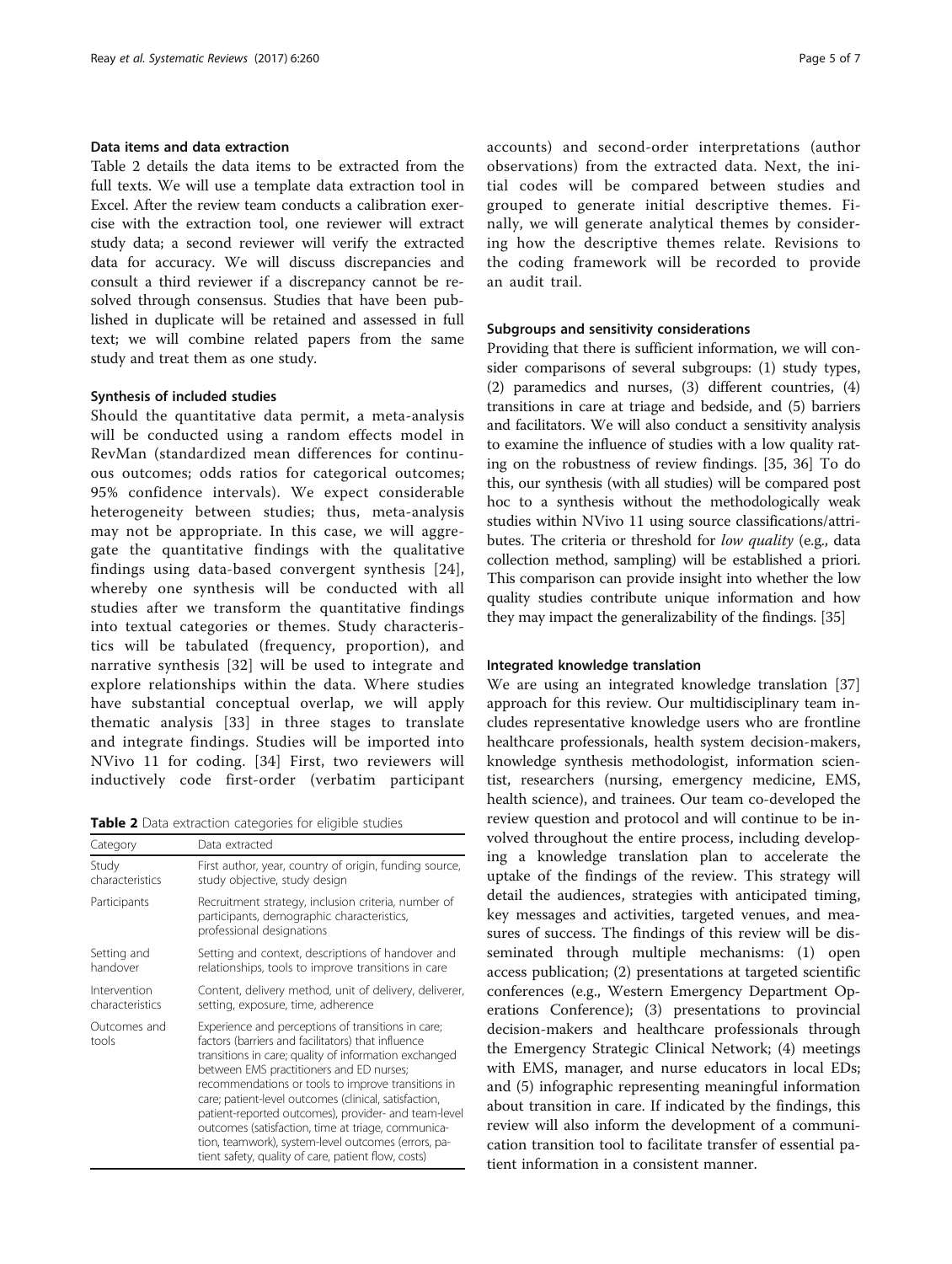### Data items and data extraction

Table 2 details the data items to be extracted from the full texts. We will use a template data extraction tool in Excel. After the review team conducts a calibration exercise with the extraction tool, one reviewer will extract study data; a second reviewer will verify the extracted data for accuracy. We will discuss discrepancies and consult a third reviewer if a discrepancy cannot be resolved through consensus. Studies that have been published in duplicate will be retained and assessed in full text; we will combine related papers from the same study and treat them as one study.

### Synthesis of included studies

Should the quantitative data permit, a meta-analysis will be conducted using a random effects model in RevMan (standardized mean differences for continuous outcomes; odds ratios for categorical outcomes; 95% confidence intervals). We expect considerable heterogeneity between studies; thus, meta-analysis may not be appropriate. In this case, we will aggregate the quantitative findings with the qualitative findings using data-based convergent synthesis [24], whereby one synthesis will be conducted with all studies after we transform the quantitative findings into textual categories or themes. Study characteristics will be tabulated (frequency, proportion), and narrative synthesis [32] will be used to integrate and explore relationships within the data. Where studies have substantial conceptual overlap, we will apply thematic analysis [33] in three stages to translate and integrate findings. Studies will be imported into NVivo 11 for coding. [34] First, two reviewers will inductively code first-order (verbatim participant accounts) and second-order interpretations (author observations) from the extracted data. Next, the initial codes will be compared between studies and grouped to generate initial descriptive themes. Finally, we will generate analytical themes by considering how the descriptive themes relate. Revisions to the coding framework will be recorded to provide an audit trail.

**Table 2** Data extraction categories for eligible studies

| Category | Data extracted |
|---|---|
| Study characteristics | First author, year, country of origin, funding source, study objective, study design |
| Participants | Recruitment strategy, inclusion criteria, number of participants, demographic characteristics, professional designations |
| Setting and handover | Setting and context, descriptions of handover and relationships, tools to improve transitions in care |
| Intervention characteristics | Content, delivery method, unit of delivery, deliverer, setting, exposure, time, adherence |
| Outcomes and tools | Experience and perceptions of transitions in care; factors (barriers and facilitators) that influence transitions in care; quality of information exchanged between EMS practitioners and ED nurses; recommendations or tools to improve transitions in care; patient-level outcomes (clinical, satisfaction, patient-reported outcomes), provider- and team-level outcomes (satisfaction, time at triage, communication, teamwork), system-level outcomes (errors, patient safety, quality of care, patient flow, costs) |

### Subgroups and sensitivity considerations

Providing that there is sufficient information, we will consider comparisons of several subgroups: (1) study types, (2) paramedics and nurses, (3) different countries, (4) transitions in care at triage and bedside, and (5) barriers and facilitators. We will also conduct a sensitivity analysis to examine the influence of studies with a low quality rating on the robustness of review findings. [35, 36] To do this, our synthesis (with all studies) will be compared post hoc to a synthesis without the methodologically weak studies within NVivo 11 using source classifications/attributes. The criteria or threshold for *low quality* (e.g., data collection method, sampling) will be established a priori. This comparison can provide insight into whether the low quality studies contribute unique information and how they may impact the generalizability of the findings. [35]

### Integrated knowledge translation

We are using an integrated knowledge translation [37] approach for this review. Our multidisciplinary team includes representative knowledge users who are frontline healthcare professionals, health system decision-makers, knowledge synthesis methodologist, information scientist, researchers (nursing, emergency medicine, EMS, health science), and trainees. Our team co-developed the review question and protocol and will continue to be involved throughout the entire process, including developing a knowledge translation plan to accelerate the uptake of the findings of the review. This strategy will detail the audiences, strategies with anticipated timing, key messages and activities, targeted venues, and measures of success. The findings of this review will be disseminated through multiple mechanisms: (1) open access publication; (2) presentations at targeted scientific conferences (e.g., Western Emergency Department Operations Conference); (3) presentations to provincial decision-makers and healthcare professionals through the Emergency Strategic Clinical Network; (4) meetings with EMS, manager, and nurse educators in local EDs; and (5) infographic representing meaningful information about transition in care. If indicated by the findings, this review will also inform the development of a communication transition tool to facilitate transfer of essential patient information in a consistent manner.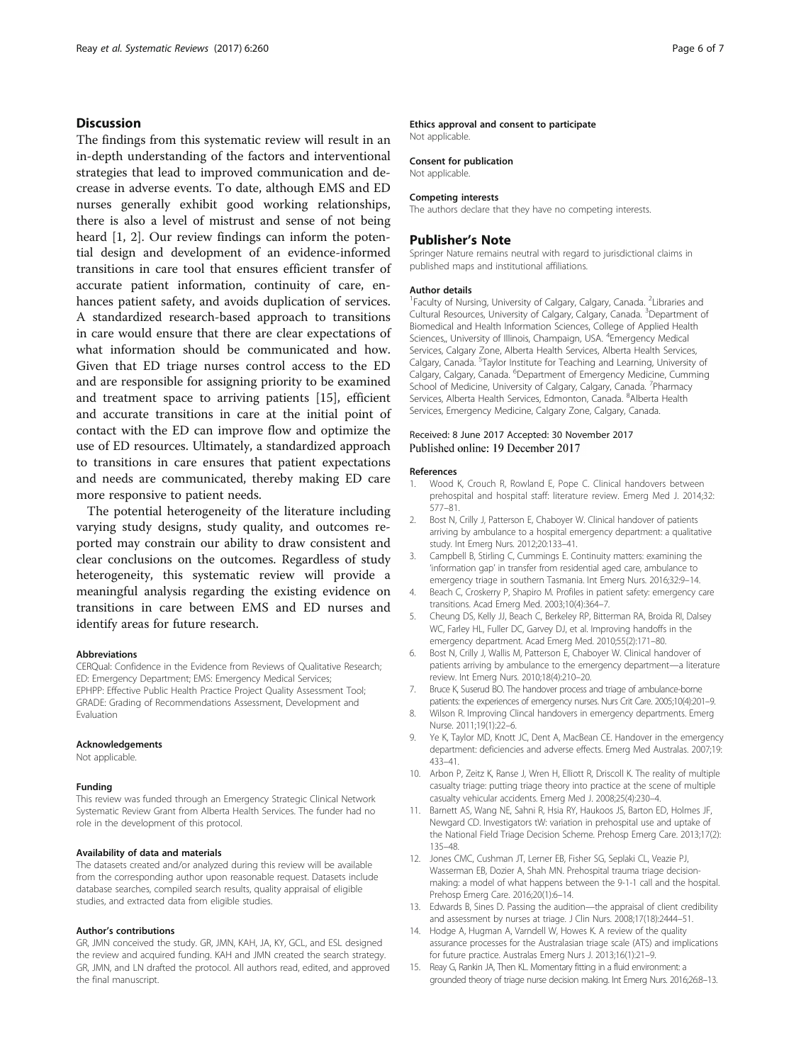## Discussion

The findings from this systematic review will result in an in-depth understanding of the factors and interventional strategies that lead to improved communication and decrease in adverse events. To date, although EMS and ED nurses generally exhibit good working relationships, there is also a level of mistrust and sense of not being heard [1, 2]. Our review findings can inform the potential design and development of an evidence-informed transitions in care tool that ensures efficient transfer of accurate patient information, continuity of care, enhances patient safety, and avoids duplication of services. A standardized research-based approach to transitions in care would ensure that there are clear expectations of what information should be communicated and how. Given that ED triage nurses control access to the ED and are responsible for assigning priority to be examined and treatment space to arriving patients [15], efficient and accurate transitions in care at the initial point of contact with the ED can improve flow and optimize the use of ED resources. Ultimately, a standardized approach to transitions in care ensures that patient expectations and needs are communicated, thereby making ED care more responsive to patient needs.

The potential heterogeneity of the literature including varying study designs, study quality, and outcomes reported may constrain our ability to draw consistent and clear conclusions on the outcomes. Regardless of study heterogeneity, this systematic review will provide a meaningful analysis regarding the existing evidence on transitions in care between EMS and ED nurses and identify areas for future research.

#### Abbreviations

CERQual: Confidence in the Evidence from Reviews of Qualitative Research; ED: Emergency Department; EMS: Emergency Medical Services; EPHPP: Effective Public Health Practice Project Quality Assessment Tool; GRADE: Grading of Recommendations Assessment, Development and Evaluation

#### Acknowledgements

Not applicable.

#### Funding

This review was funded through an Emergency Strategic Clinical Network Systematic Review Grant from Alberta Health Services. The funder had no role in the development of this protocol.

#### Availability of data and materials

The datasets created and/or analyzed during this review will be available from the corresponding author upon reasonable request. Datasets include database searches, compiled search results, quality appraisal of eligible studies, and extracted data from eligible studies.

#### Author's contributions

GR, JMN conceived the study. GR, JMN, KAH, JA, KY, GCL, and ESL designed the review and acquired funding. KAH and JMN created the search strategy. GR, JMN, and LN drafted the protocol. All authors read, edited, and approved the final manuscript.

#### Ethics approval and consent to participate

Not applicable.

#### Consent for publication

Not applicable.

#### Competing interests

The authors declare that they have no competing interests.

### Publisher's Note

Springer Nature remains neutral with regard to jurisdictional claims in published maps and institutional affiliations.

#### Author details

[1]Faculty of Nursing, University of Calgary, Calgary, Canada. [2]Libraries and Cultural Resources, University of Calgary, Calgary, Canada. [3]Department of Biomedical and Health Information Sciences, College of Applied Health Sciences,, University of Illinois, Champaign, USA. [4]Emergency Medical Services, Calgary Zone, Alberta Health Services, Alberta Health Services, Calgary, Canada. [5]Taylor Institute for Teaching and Learning, University of Calgary, Calgary, Canada. [6]Department of Emergency Medicine, Cumming School of Medicine, University of Calgary, Calgary, Canada. [7]Pharmacy Services, Alberta Health Services, Edmonton, Canada. [8]Alberta Health Services, Emergency Medicine, Calgary Zone, Calgary, Canada.

Received: 8 June 2017 Accepted: 30 November 2017
Published online: 19 December 2017

#### References

1. Wood K, Crouch R, Rowland E, Pope C. Clinical handovers between prehospital and hospital staff: literature review. Emerg Med J. 2014;32: 577–81.
2. Bost N, Crilly J, Patterson E, Chaboyer W. Clinical handover of patients arriving by ambulance to a hospital emergency department: a qualitative study. Int Emerg Nurs. 2012;20:133–41.
3. Campbell B, Stirling C, Cummings E. Continuity matters: examining the 'information gap' in transfer from residential aged care, ambulance to emergency triage in southern Tasmania. Int Emerg Nurs. 2016;32:9–14.
4. Beach C, Croskerry P, Shapiro M. Profiles in patient safety: emergency care transitions. Acad Emerg Med. 2003;10(4):364–7.
5. Cheung DS, Kelly JJ, Beach C, Berkeley RP, Bitterman RA, Broida RI, Dalsey WC, Farley HL, Fuller DC, Garvey DJ, et al. Improving handoffs in the emergency department. Acad Emerg Med. 2010;55(2):171–80.
6. Bost N, Crilly J, Wallis M, Patterson E, Chaboyer W. Clinical handover of patients arriving by ambulance to the emergency department—a literature review. Int Emerg Nurs. 2010;18(4):210–20.
7. Bruce K, Suserud BO. The handover process and triage of ambulance-borne patients: the experiences of emergency nurses. Nurs Crit Care. 2005;10(4):201–9.
8. Wilson R. Improving Clincal handovers in emergency departments. Emerg Nurse. 2011;19(1):22–6.
9. Ye K, Taylor MD, Knott JC, Dent A, MacBean CE. Handover in the emergency department: deficiencies and adverse effects. Emerg Med Australas. 2007;19: 433–41.
10. Arbon P, Zeitz K, Ranse J, Wren H, Elliott R, Driscoll K. The reality of multiple casualty triage: putting triage theory into practice at the scene of multiple casualty vehicular accidents. Emerg Med J. 2008;25(4):230–4.
11. Barnett AS, Wang NE, Sahni R, Hsia RY, Haukoos JS, Barton ED, Holmes JF, Newgard CD. Investigators tW: variation in prehospital use and uptake of the National Field Triage Decision Scheme. Prehosp Emerg Care. 2013;17(2): 135–48.
12. Jones CMC, Cushman JT, Lerner EB, Fisher SG, Seplaki CL, Veazie PJ, Wasserman EB, Dozier A, Shah MN. Prehospital trauma triage decision-making: a model of what happens between the 9-1-1 call and the hospital. Prehosp Emerg Care. 2016;20(1):6–14.
13. Edwards B, Sines D. Passing the audition—the appraisal of client credibility and assessment by nurses at triage. J Clin Nurs. 2008;17(18):2444–51.
14. Hodge A, Hugman A, Varndell W, Howes K. A review of the quality assurance processes for the Australasian triage scale (ATS) and implications for future practice. Australas Emerg Nurs J. 2013;16(1):21–9.
15. Reay G, Rankin JA, Then KL. Momentary fitting in a fluid environment: a grounded theory of triage nurse decision making. Int Emerg Nurs. 2016;26:8–13.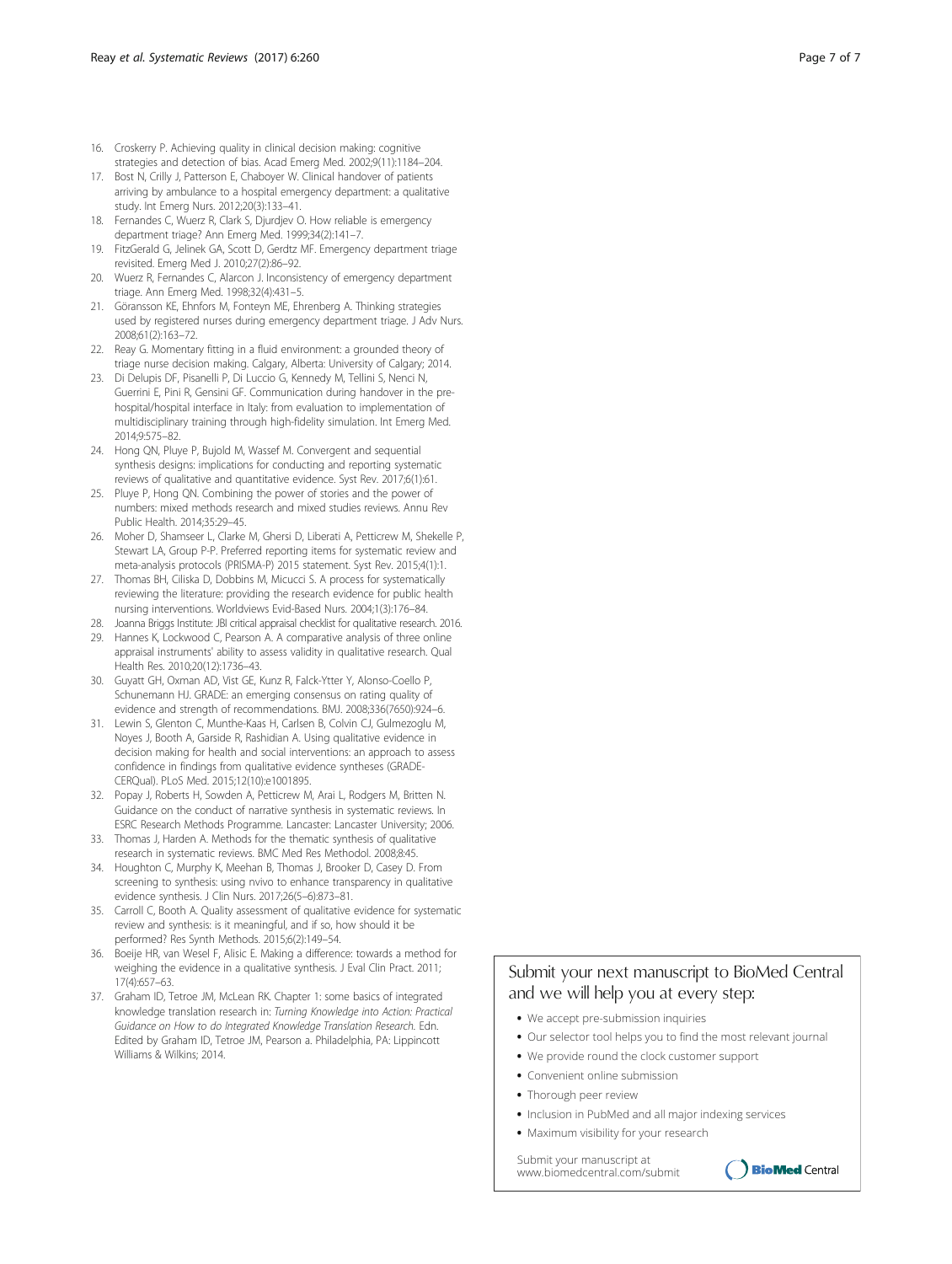16. Croskerry P. Achieving quality in clinical decision making: cognitive strategies and detection of bias. Acad Emerg Med. 2002;9(11):1184–204.
17. Bost N, Crilly J, Patterson E, Chaboyer W. Clinical handover of patients arriving by ambulance to a hospital emergency department: a qualitative study. Int Emerg Nurs. 2012;20(3):133–41.
18. Fernandes C, Wuerz R, Clark S, Djurdjev O. How reliable is emergency department triage? Ann Emerg Med. 1999;34(2):141–7.
19. FitzGerald G, Jelinek GA, Scott D, Gerdtz MF. Emergency department triage revisited. Emerg Med J. 2010;27(2):86–92.
20. Wuerz R, Fernandes C, Alarcon J. Inconsistency of emergency department triage. Ann Emerg Med. 1998;32(4):431–5.
21. Göransson KE, Ehnfors M, Fonteyn ME, Ehrenberg A. Thinking strategies used by registered nurses during emergency department triage. J Adv Nurs. 2008;61(2):163–72.
22. Reay G. Momentary fitting in a fluid environment: a grounded theory of triage nurse decision making. Calgary, Alberta: University of Calgary; 2014.
23. Di Delupis DF, Pisanelli P, Di Luccio G, Kennedy M, Tellini S, Nenci N, Guerrini E, Pini R, Gensini GF. Communication during handover in the pre-hospital/hospital interface in Italy: from evaluation to implementation of multidisciplinary training through high-fidelity simulation. Int Emerg Med. 2014;9:575–82.
24. Hong QN, Pluye P, Bujold M, Wassef M. Convergent and sequential synthesis designs: implications for conducting and reporting systematic reviews of qualitative and quantitative evidence. Syst Rev. 2017;6(1):61.
25. Pluye P, Hong QN. Combining the power of stories and the power of numbers: mixed methods research and mixed studies reviews. Annu Rev Public Health. 2014;35:29–45.
26. Moher D, Shamseer L, Clarke M, Ghersi D, Liberati A, Petticrew M, Shekelle P, Stewart LA, Group P-P. Preferred reporting items for systematic review and meta-analysis protocols (PRISMA-P) 2015 statement. Syst Rev. 2015;4(1):1.
27. Thomas BH, Ciliska D, Dobbins M, Micucci S. A process for systematically reviewing the literature: providing the research evidence for public health nursing interventions. Worldviews Evid-Based Nurs. 2004;1(3):176–84.
28. Joanna Briggs Institute: JBI critical appraisal checklist for qualitative research. 2016.
29. Hannes K, Lockwood C, Pearson A. A comparative analysis of three online appraisal instruments' ability to assess validity in qualitative research. Qual Health Res. 2010;20(12):1736–43.
30. Guyatt GH, Oxman AD, Vist GE, Kunz R, Falck-Ytter Y, Alonso-Coello P, Schunemann HJ. GRADE: an emerging consensus on rating quality of evidence and strength of recommendations. BMJ. 2008;336(7650):924–6.
31. Lewin S, Glenton C, Munthe-Kaas H, Carlsen B, Colvin CJ, Gulmezoglu M, Noyes J, Booth A, Garside R, Rashidian A. Using qualitative evidence in decision making for health and social interventions: an approach to assess confidence in findings from qualitative evidence syntheses (GRADE-CERQual). PLoS Med. 2015;12(10):e1001895.
32. Popay J, Roberts H, Sowden A, Petticrew M, Arai L, Rodgers M, Britten N. Guidance on the conduct of narrative synthesis in systematic reviews. In ESRC Research Methods Programme. Lancaster: Lancaster University; 2006.
33. Thomas J, Harden A. Methods for the thematic synthesis of qualitative research in systematic reviews. BMC Med Res Methodol. 2008;8:45.
34. Houghton C, Murphy K, Meehan B, Thomas J, Brooker D, Casey D. From screening to synthesis: using nvivo to enhance transparency in qualitative evidence synthesis. J Clin Nurs. 2017;26(5–6):873–81.
35. Carroll C, Booth A. Quality assessment of qualitative evidence for systematic review and synthesis: is it meaningful, and if so, how should it be performed? Res Synth Methods. 2015;6(2):149–54.
36. Boeije HR, van Wesel F, Alisic E. Making a difference: towards a method for weighing the evidence in a qualitative synthesis. J Eval Clin Pract. 2011;17(4):657–63.
37. Graham ID, Tetroe JM, McLean RK. Chapter 1: some basics of integrated knowledge translation research in: *Turning Knowledge into Action: Practical Guidance on How to do Integrated Knowledge Translation Research*. Edn. Edited by Graham ID, Tetroe JM, Pearson a. Philadelphia, PA: Lippincott Williams & Wilkins; 2014.

Submit your next manuscript to BioMed Central and we will help you at every step:

- We accept pre-submission inquiries
- Our selector tool helps you to find the most relevant journal
- We provide round the clock customer support
- Convenient online submission
- Thorough peer review
- Inclusion in PubMed and all major indexing services
- Maximum visibility for your research

Submit your manuscript at www.biomedcentral.com/submit

BioMed Central